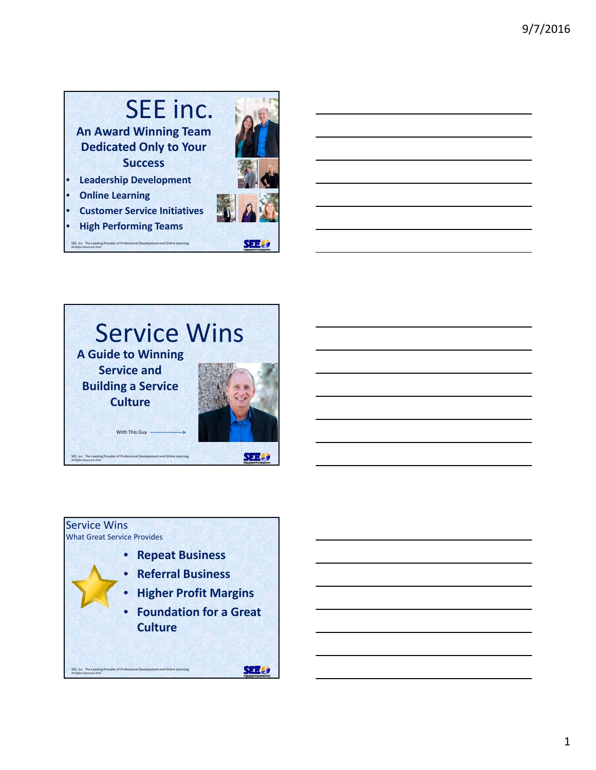# SEE inc.

**An Award Winning Team Dedicated Only to Your Success**

- **Leadership Development**
- **Online Learning**
- **Customer Service Initiatives**
- **High Performing Teams**

SEE, inc. The Leading Provider of Professional Development and Online Learning
All Rights Reserved 2016

# Service Wins

**A Guide to Winning Service and Building a Service Culture**

With This Guy →

SEE, inc. The Leading Provider of Professional Development and Online Learning
All Rights Reserved 2016

## Service Wins

What Great Service Provides

- **Repeat Business**
- **Referral Business**
- **Higher Profit Margins**
- **Foundation for a Great Culture**

SEE, inc. The Leading Provider of Professional Development and Online Learning
All Rights Reserved 2016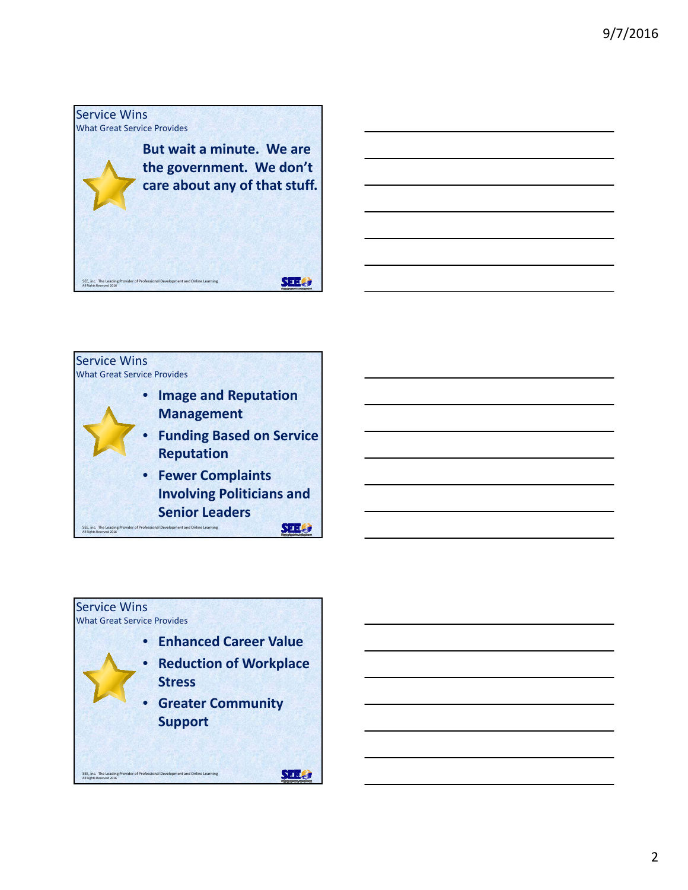## Service Wins

### What Great Service Provides

**But wait a minute. We are the government. We don't care about any of that stuff.**

SEE, inc. The Leading Provider of Professional Development and Online Learning
All Rights Reserved 2016

## Service Wins

### What Great Service Provides

- **Image and Reputation Management**
- **Funding Based on Service Reputation**
- **Fewer Complaints Involving Politicians and Senior Leaders**

SEE, inc. The Leading Provider of Professional Development and Online Learning
All Rights Reserved 2016

## Service Wins

### What Great Service Provides

- **Enhanced Career Value**
- **Reduction of Workplace Stress**
- **Greater Community Support**

SEE, inc. The Leading Provider of Professional Development and Online Learning
All Rights Reserved 2016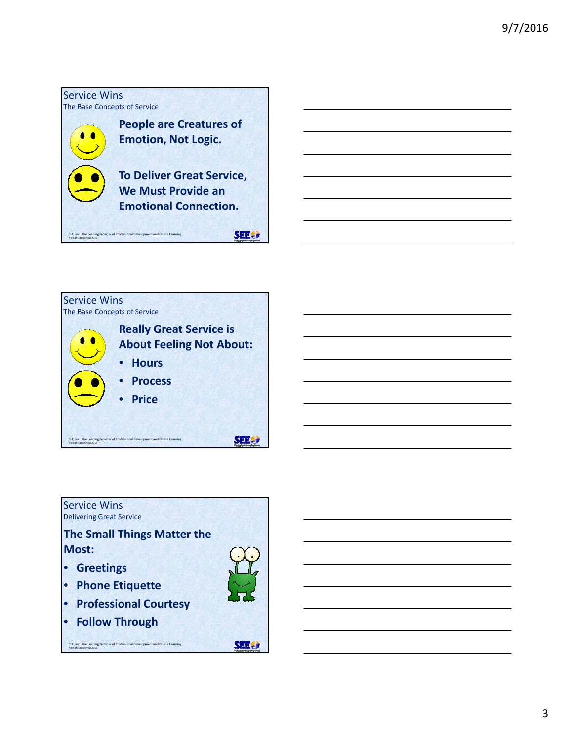## Service Wins
### The Base Concepts of Service

**People are Creatures of Emotion, Not Logic.**

**To Deliver Great Service, We Must Provide an Emotional Connection.**

SEE, inc. The Leading Provider of Professional Development and Online Learning
All Rights Reserved 2016

## Service Wins
### The Base Concepts of Service

**Really Great Service is About Feeling Not About:**

- **Hours**
- **Process**
- **Price**

SEE, inc. The Leading Provider of Professional Development and Online Learning
All Rights Reserved 2016

## Service Wins
### Delivering Great Service

**The Small Things Matter the Most:**

- **Greetings**
- **Phone Etiquette**
- **Professional Courtesy**
- **Follow Through**

SEE, inc. The Leading Provider of Professional Development and Online Learning
All Rights Reserved 2016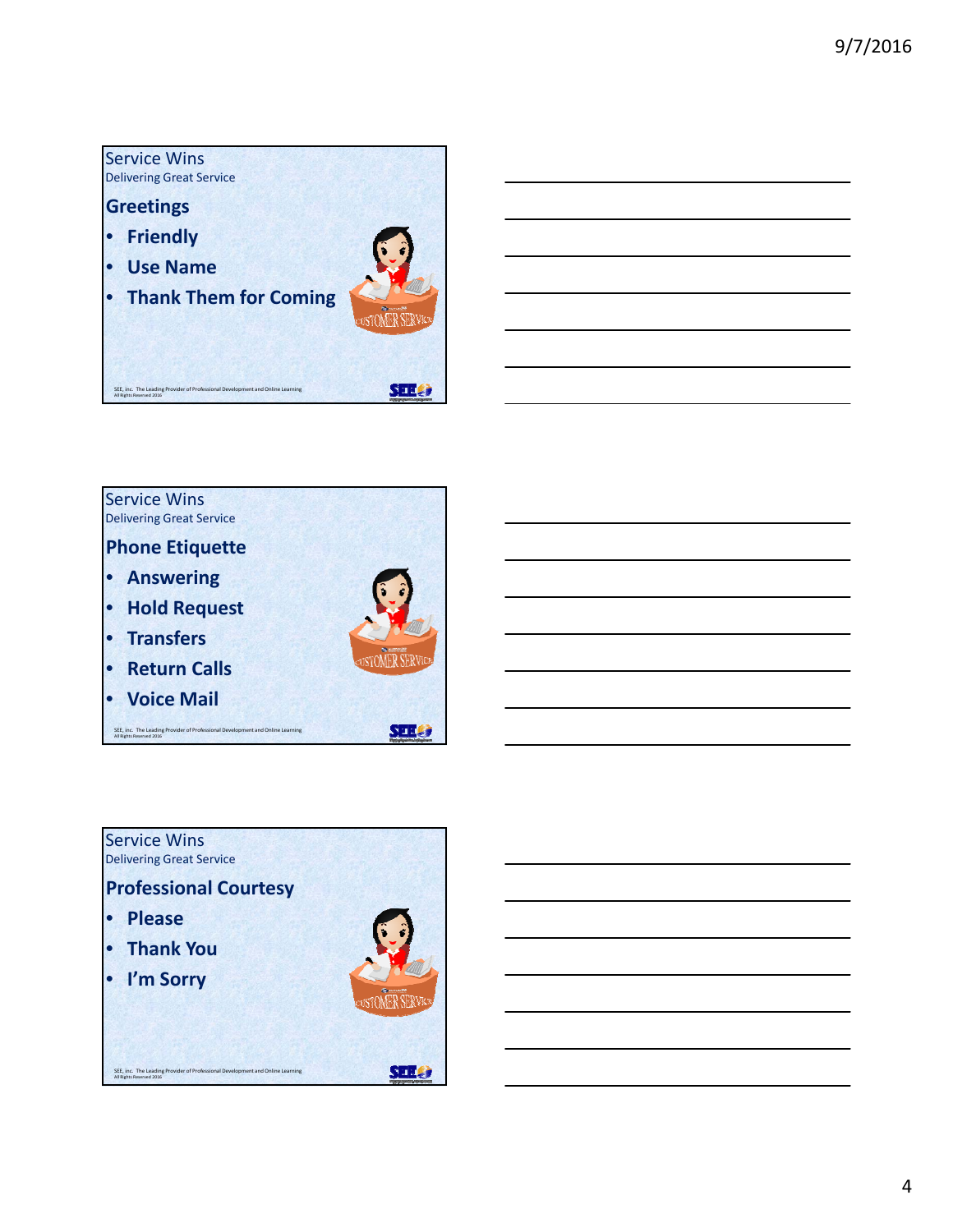## Service Wins
Delivering Great Service

### Greetings

- Friendly
- Use Name
- Thank Them for Coming

SEE, inc. The Leading Provider of Professional Development and Online Learning
All Rights Reserved 2016

## Service Wins
Delivering Great Service

### Phone Etiquette

- Answering
- Hold Request
- Transfers
- Return Calls
- Voice Mail

SEE, inc. The Leading Provider of Professional Development and Online Learning
All Rights Reserved 2016

## Service Wins
Delivering Great Service

### Professional Courtesy

- Please
- Thank You
- I'm Sorry

SEE, inc. The Leading Provider of Professional Development and Online Learning
All Rights Reserved 2016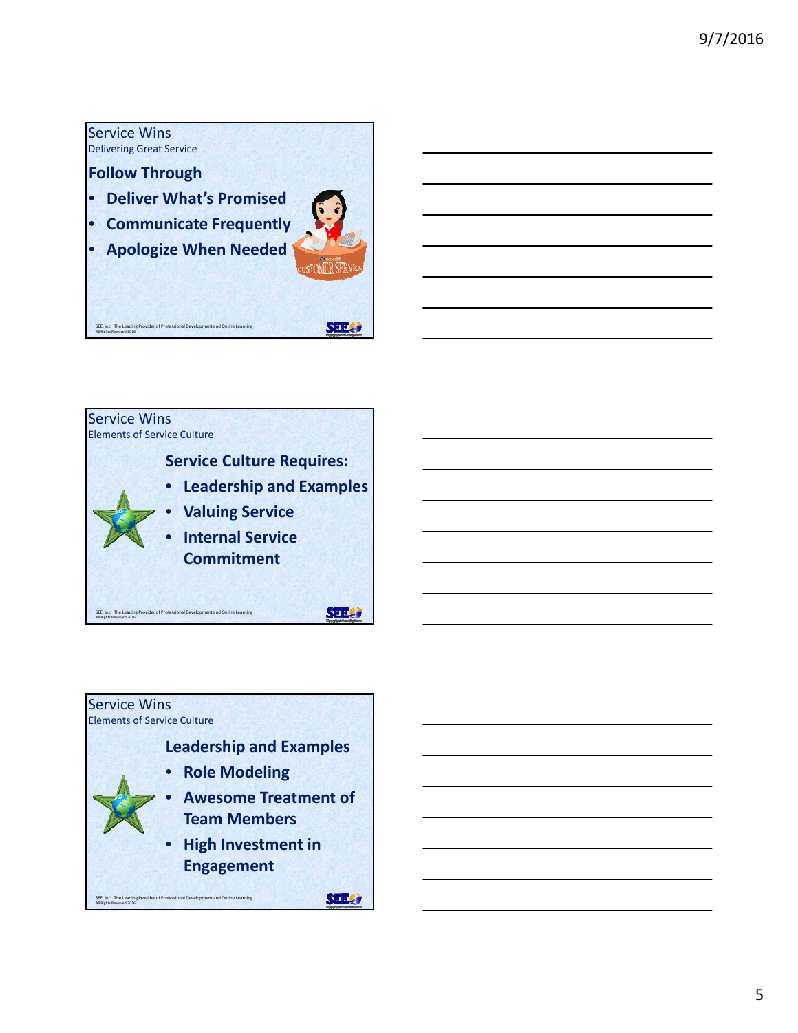## Service Wins
Delivering Great Service

### Follow Through

- Deliver What's Promised
- Communicate Frequently
- Apologize When Needed

SEE, Inc. The Leading Provider of Professional Development and Online Learning
All Rights Reserved 2016

## Service Wins
Elements of Service Culture

### Service Culture Requires:

- Leadership and Examples
- Valuing Service
- Internal Service Commitment

SEE, Inc. The Leading Provider of Professional Development and Online Learning
All Rights Reserved 2016

## Service Wins
Elements of Service Culture

### Leadership and Examples

- Role Modeling
- Awesome Treatment of Team Members
- High Investment in Engagement

SEE, Inc. The Leading Provider of Professional Development and Online Learning
All Rights Reserved 2016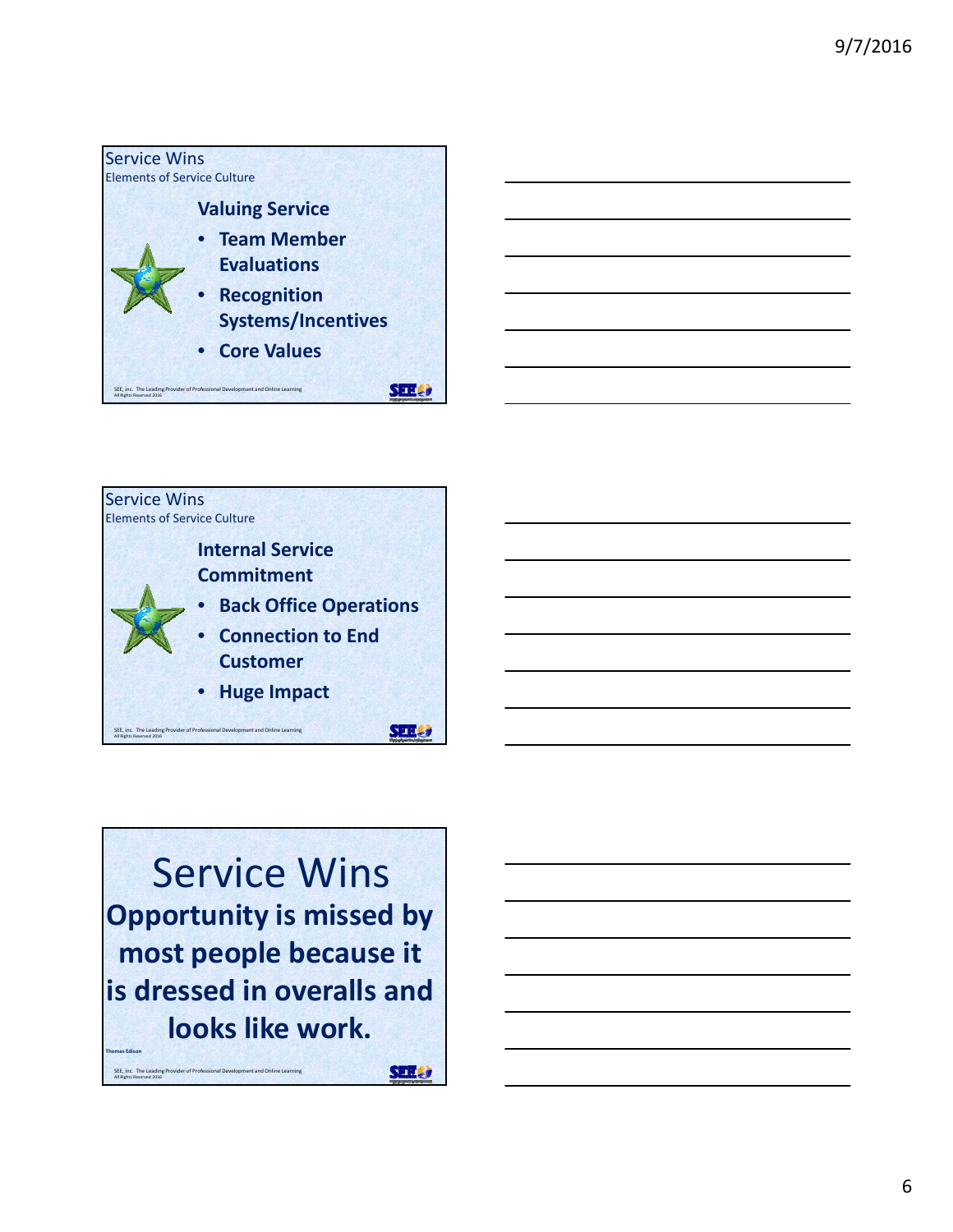## Service Wins
Elements of Service Culture

**Valuing Service**

- **Team Member Evaluations**
- **Recognition Systems/Incentives**
- **Core Values**

SEE, Inc. The Leading Provider of Professional Development and Online Learning
All Rights Reserved 2016

## Service Wins
Elements of Service Culture

**Internal Service Commitment**

- **Back Office Operations**
- **Connection to End Customer**
- **Huge Impact**

SEE, Inc. The Leading Provider of Professional Development and Online Learning
All Rights Reserved 2016

## Service Wins

**Opportunity is missed by most people because it is dressed in overalls and looks like work.**

**Thomas Edison**

SEE, Inc. The Leading Provider of Professional Development and Online Learning
All Rights Reserved 2016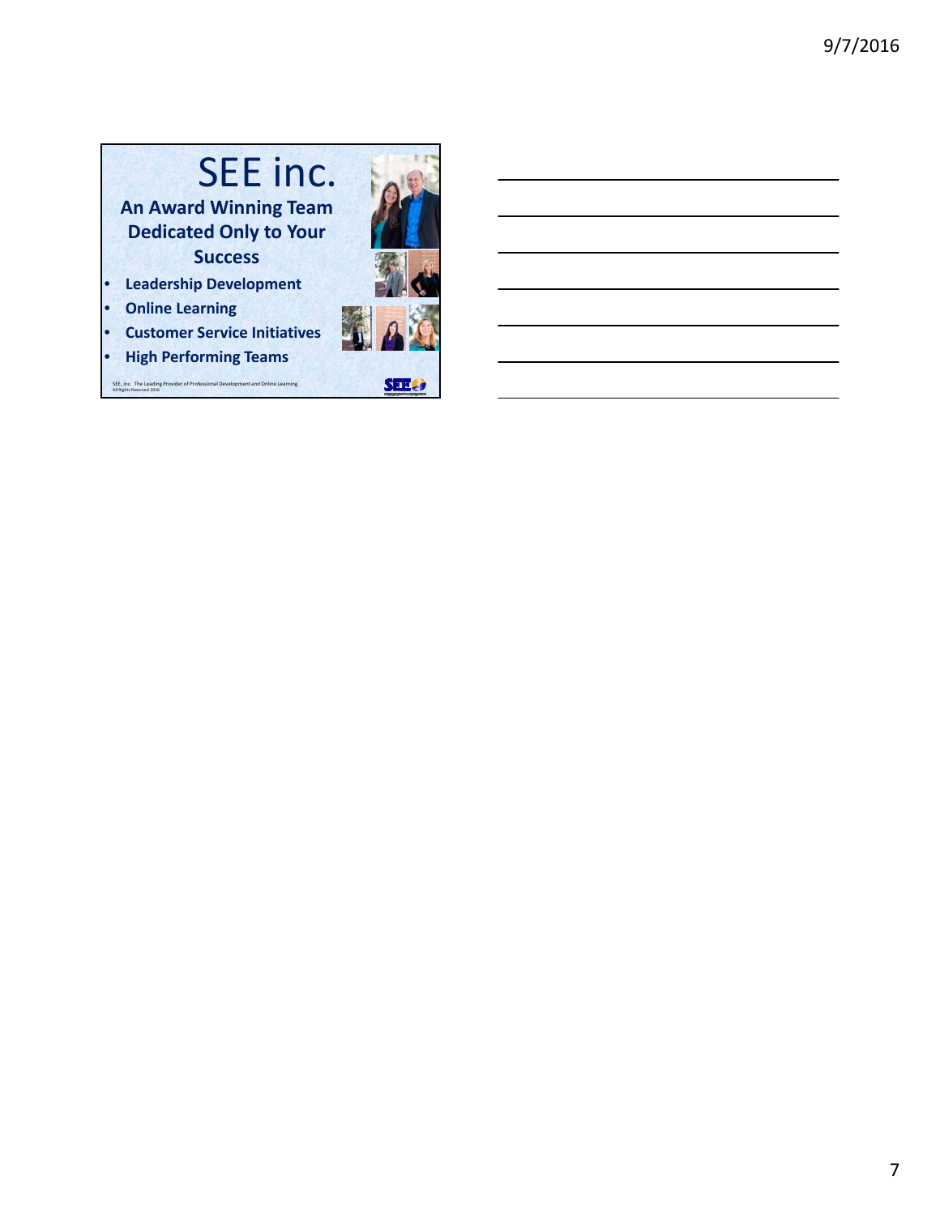# SEE inc.

**An Award Winning Team Dedicated Only to Your Success**

- **Leadership Development**
- **Online Learning**
- **Customer Service Initiatives**
- **High Performing Teams**

SEE, inc. The Leading Provider of Professional Development and Online Learning
All Rights Reserved 2016